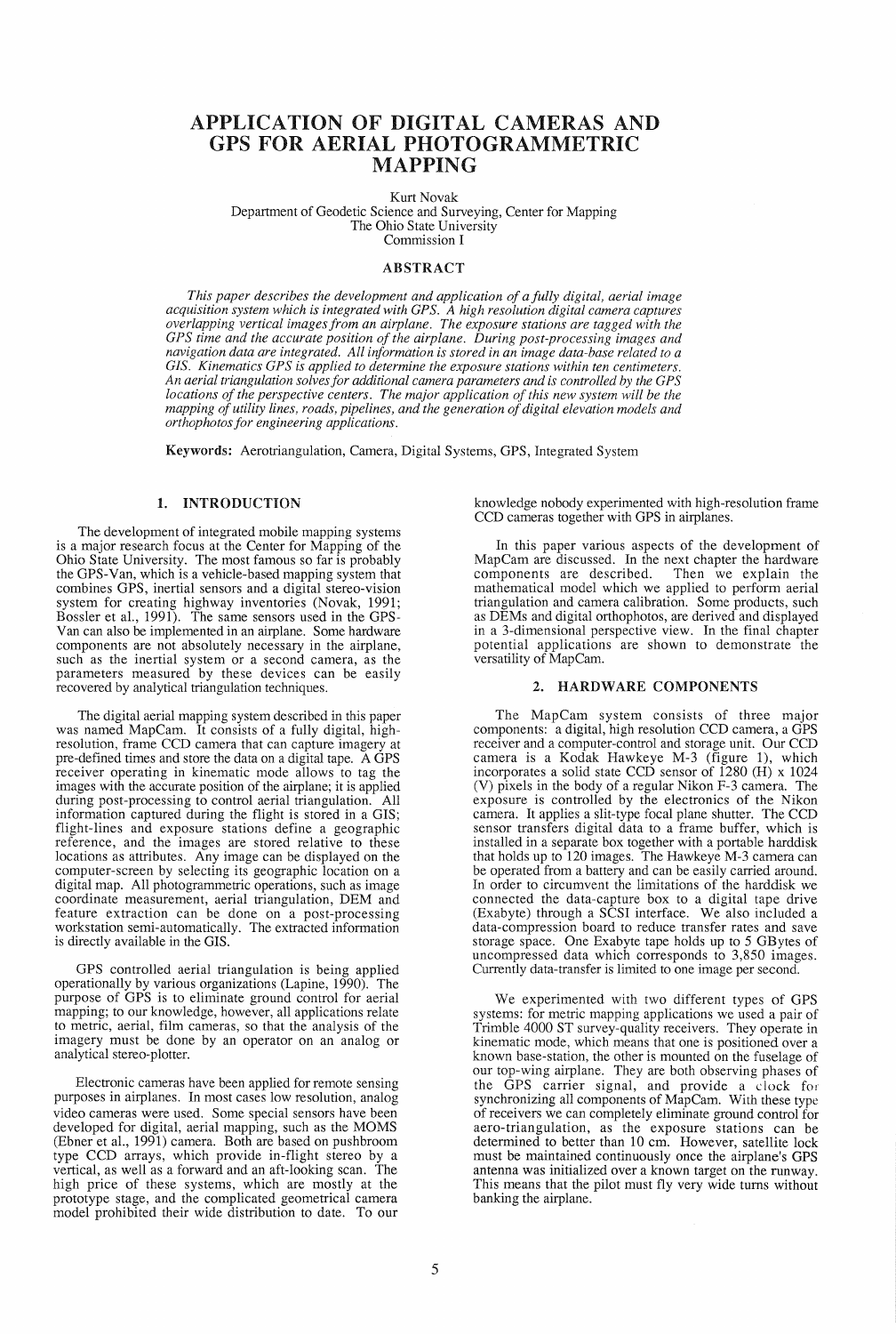# APPLICATION OF DIGITAL CAMERAS AND GPS FOR AERIAL PHOTOGRAMMETRIC MAPPING

Kurt Novak
Department of Geodetic Science and Surveying, Center for Mapping
The Ohio State University
Commission I

## ABSTRACT

*This paper describes the development and application of a fully digital, aerial image acquisition system which is integrated with GPS. A high resolution digital camera captures overlapping vertical images from an airplane. The exposure stations are tagged with the GPS time and the accurate position of the airplane. During post-processing images and navigation data are integrated. All information is stored in an image data-base related to a GIS. Kinematics GPS is applied to determine the exposure stations within ten centimeters. An aerial triangulation solves for additional camera parameters and is controlled by the GPS locations of the perspective centers. The major application of this new system will be the mapping of utility lines, roads, pipelines, and the generation of digital elevation models and orthophotos for engineering applications.*

**Keywords:** Aerotriangulation, Camera, Digital Systems, GPS, Integrated System

## 1. INTRODUCTION

The development of integrated mobile mapping systems is a major research focus at the Center for Mapping of the Ohio State University. The most famous so far is probably the GPS-Van, which is a vehicle-based mapping system that combines GPS, inertial sensors and a digital stereo-vision system for creating highway inventories (Novak, 1991; Bossler et al., 1991). The same sensors used in the GPS-Van can also be implemented in an airplane. Some hardware components are not absolutely necessary in the airplane, such as the inertial system or a second camera, as the parameters measured by these devices can be easily recovered by analytical triangulation techniques.

The digital aerial mapping system described in this paper was named MapCam. It consists of a fully digital, high-resolution, frame CCD camera that can capture imagery at pre-defined times and store the data on a digital tape. A GPS receiver operating in kinematic mode allows to tag the images with the accurate position of the airplane; it is applied during post-processing to control aerial triangulation. All information captured during the flight is stored in a GIS; flight-lines and exposure stations define a geographic reference, and the images are stored relative to these locations as attributes. Any image can be displayed on the computer-screen by selecting its geographic location on a digital map. All photogrammetric operations, such as image coordinate measurement, aerial triangulation, DEM and feature extraction can be done on a post-processing workstation semi-automatically. The extracted information is directly available in the GIS.

GPS controlled aerial triangulation is being applied operationally by various organizations (Lapine, 1990). The purpose of GPS is to eliminate ground control for aerial mapping; to our knowledge, however, all applications relate to metric, aerial, film cameras, so that the analysis of the imagery must be done by an operator on an analog or analytical stereo-plotter.

Electronic cameras have been applied for remote sensing purposes in airplanes. In most cases low resolution, analog video cameras were used. Some special sensors have been developed for digital, aerial mapping, such as the MOMS (Ebner et al., 1991) camera. Both are based on pushbroom type CCD arrays, which provide in-flight stereo by a vertical, as well as a forward and an aft-looking scan. The high price of these systems, which are mostly at the prototype stage, and the complicated geometrical camera model prohibited their wide distribution to date. To our knowledge nobody experimented with high-resolution frame CCD cameras together with GPS in airplanes.

In this paper various aspects of the development of MapCam are discussed. In the next chapter the hardware components are described. Then we explain the mathematical model which we applied to perform aerial triangulation and camera calibration. Some products, such as DEMs and digital orthophotos, are derived and displayed in a 3-dimensional perspective view. In the final chapter potential applications are shown to demonstrate the versatility of MapCam.

## 2. HARDWARE COMPONENTS

The MapCam system consists of three major components: a digital, high resolution CCD camera, a GPS receiver and a computer-control and storage unit. Our CCD camera is a Kodak Hawkeye M-3 (figure 1), which incorporates a solid state CCD sensor of 1280 (H) x 1024 (V) pixels in the body of a regular Nikon F-3 camera. The exposure is controlled by the electronics of the Nikon camera. It applies a slit-type focal plane shutter. The CCD sensor transfers digital data to a frame buffer, which is installed in a separate box together with a portable harddisk that holds up to 120 images. The Hawkeye M-3 camera can be operated from a battery and can be easily carried around. In order to circumvent the limitations of the harddisk we connected the data-capture box to a digital tape drive (Exabyte) through a SCSI interface. We also included a data-compression board to reduce transfer rates and save storage space. One Exabyte tape holds up to 5 GBytes of uncompressed data which corresponds to 3,850 images. Currently data-transfer is limited to one image per second.

We experimented with two different types of GPS systems: for metric mapping applications we used a pair of Trimble 4000 ST survey-quality receivers. They operate in kinematic mode, which means that one is positioned over a known base-station, the other is mounted on the fuselage of our top-wing airplane. They are both observing phases of the GPS carrier signal, and provide a clock for synchronizing all components of MapCam. With these type of receivers we can completely eliminate ground control for aero-triangulation, as the exposure stations can be determined to better than 10 cm. However, satellite lock must be maintained continuously once the airplane's GPS antenna was initialized over a known target on the runway. This means that the pilot must fly very wide turns without banking the airplane.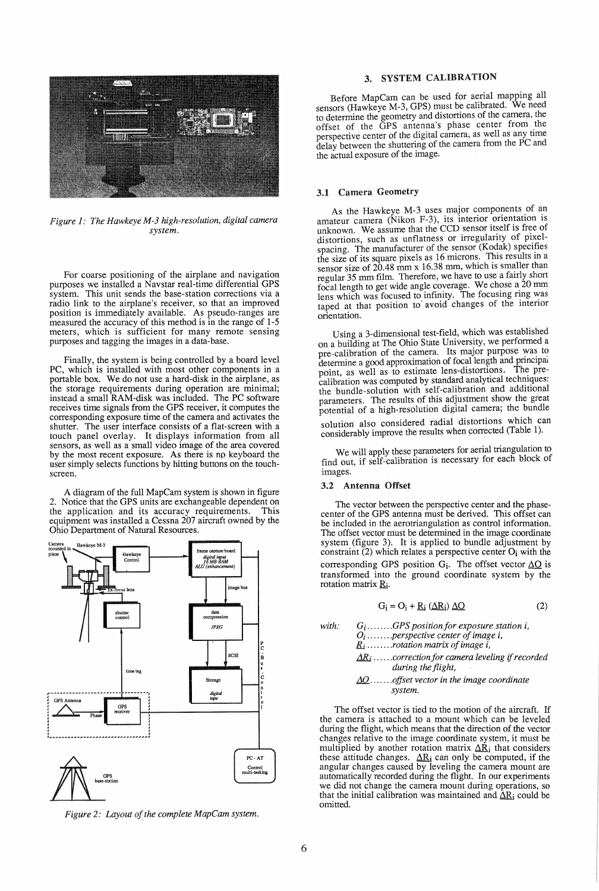*Figure 1: The Hawkeye M-3 high-resolution, digital camera system.*

For coarse positioning of the airplane and navigation purposes we installed a Navstar real-time differential GPS system. This unit sends the base-station corrections via a radio link to the airplane's receiver, so that an improved position is immediately available. As pseudo-ranges are measured the accuracy of this method is in the range of 1-5 meters, which is sufficient for many remote sensing purposes and tagging the images in a data-base.

Finally, the system is being controlled by a board level PC, which is installed with most other components in a portable box. We do not use a hard-disk in the airplane, as the storage requirements during operation are minimal; instead a small RAM-disk was included. The PC software receives time signals from the GPS receiver, it computes the corresponding exposure time of the camera and activates the shutter. The user interface consists of a flat-screen with a touch panel overlay. It displays information from all sensors, as well as a small video image of the area covered by the most recent exposure. As there is no keyboard the user simply selects functions by hitting buttons on the touch-screen.

A diagram of the full MapCam system is shown in figure 2. Notice that the GPS units are exchangeable dependent on the application and its accuracy requirements. This equipment was installed a Cessna 207 aircraft owned by the Ohio Department of Natural Resources.

*Figure 2: Layout of the complete MapCam system.*

## 3. SYSTEM CALIBRATION

Before MapCam can be used for aerial mapping all sensors (Hawkeye M-3, GPS) must be calibrated. We need to determine the geometry and distortions of the camera, the offset of the GPS antenna's phase center from the perspective center of the digital camera, as well as any time delay between the shuttering of the camera from the PC and the actual exposure of the image.

### 3.1 Camera Geometry

As the Hawkeye M-3 uses major components of an amateur camera (Nikon F-3), its interior orientation is unknown. We assume that the CCD sensor itself is free of distortions, such as unflatness or irregularity of pixel-spacing. The manufacturer of the sensor (Kodak) specifies the size of its square pixels as 16 microns. This results in a sensor size of 20.48 mm x 16.38 mm, which is smaller than regular 35 mm film. Therefore, we have to use a fairly short focal length to get wide angle coverage. We chose a 20 mm lens which was focused to infinity. The focusing ring was taped at that position to avoid changes of the interior orientation.

Using a 3-dimensional test-field, which was established on a building at The Ohio State University, we performed a pre-calibration of the camera. Its major purpose was to determine a good approximation of focal length and principal point, as well as to estimate lens-distortions. The pre-calibration was computed by standard analytical techniques: the bundle-solution with self-calibration and additional parameters. The results of this adjustment show the great potential of a high-resolution digital camera; the bundle solution also considered radial distortions which can considerably improve the results when corrected (Table 1).

We will apply these parameters for aerial triangulation to find out, if self-calibration is necessary for each block of images.

### 3.2 Antenna Offset

The vector between the perspective center and the phase-center of the GPS antenna must be derived. This offset can be included in the aerotriangulation as control information. The offset vector must be determined in the image coordinate system (figure 3). It is applied to bundle adjustment by constraint (2) which relates a perspective center $O_i$ with the corresponding GPS position $G_i$. The offset vector $\underline{\Delta O}$ is transformed into the ground coordinate system by the rotation matrix $\underline{R}_i$.

$$G_i = O_i + \underline{R}_i \, (\underline{\Delta R}_i) \, \underline{\Delta O} \qquad (2)$$

with:
- $G_i$ ........ *GPS position for exposure station i,*
- $O_i$ ........ *perspective center of image i,*
- $\underline{R}_i$ ........ *rotation matrix of image i,*
- $\underline{\Delta R}_i$ ...... *correction for camera leveling if recorded during the flight,*
- $\underline{\Delta O}$ ....... *offset vector in the image coordinate system.*

The offset vector is tied to the motion of the aircraft. If the camera is attached to a mount which can be leveled during the flight, which means that the direction of the vector changes relative to the image coordinate system, it must be multiplied by another rotation matrix $\underline{\Delta R}_i$ that considers these attitude changes. $\underline{\Delta R}_i$ can only be computed, if the angular changes caused by leveling the camera mount are automatically recorded during the flight. In our experiments we did not change the camera mount during operations, so that the initial calibration was maintained and $\underline{\Delta R}_i$ could be omitted.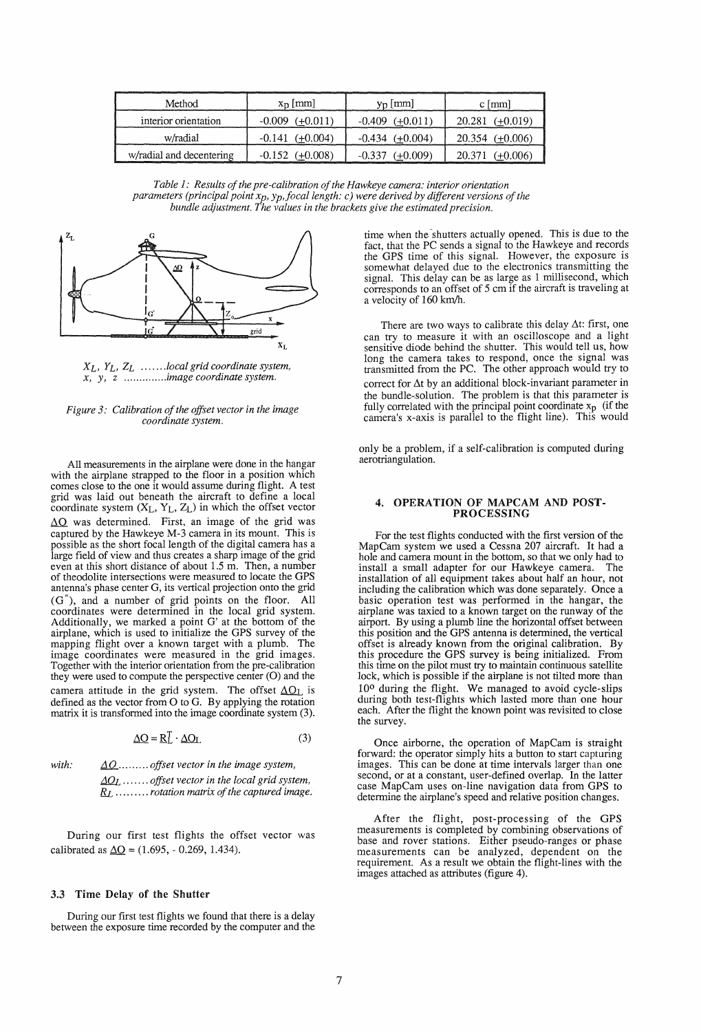| Method | $x_p$ [mm] | $y_p$ [mm] | c [mm] |
|---|---|---|---|
| interior orientation | -0.009 (±0.011) | -0.409 (±0.011) | 20.281 (±0.019) |
| w/radial | -0.141 (±0.004) | -0.434 (±0.004) | 20.354 (±0.006) |
| w/radial and decentering | -0.152 (±0.008) | -0.337 (±0.009) | 20.371 (±0.006) |

*Table 1: Results of the pre-calibration of the Hawkeye camera: interior orientation parameters (principal point $x_p$, $y_p$, focal length: c) were derived by different versions of the bundle adjustment. The values in the brackets give the estimated precision.*

$X_L$, $Y_L$, $Z_L$ .......*local grid coordinate system,*
$x$, $y$, $z$ .............*image coordinate system.*

*Figure 3: Calibration of the offset vector in the image coordinate system.*

All measurements in the airplane were done in the hangar with the airplane strapped to the floor in a position which comes close to the one it would assume during flight. A test grid was laid out beneath the aircraft to define a local coordinate system ($X_L$, $Y_L$, $Z_L$) in which the offset vector $\underline{\Delta O}$ was determined. First, an image of the grid was captured by the Hawkeye M-3 camera in its mount. This is possible as the short focal length of the digital camera has a large field of view and thus creates a sharp image of the grid even at this short distance of about 1.5 m. Then, a number of theodolite intersections were measured to locate the GPS antenna's phase center G, its vertical projection onto the grid (G''), and a number of grid points on the floor. All coordinates were determined in the local grid system. Additionally, we marked a point G' at the bottom of the airplane, which is used to initialize the GPS survey of the mapping flight over a known target with a plumb. The image coordinates were measured in the grid images. Together with the interior orientation from the pre-calibration they were used to compute the perspective center (O) and the camera attitude in the grid system. The offset $\underline{\Delta O}_L$ is defined as the vector from O to G. By applying the rotation matrix it is transformed into the image coordinate system (3).

$$\underline{\Delta O} = \underline{R}_L^T \cdot \underline{\Delta O}_L \qquad (3)$$

*with:* $\underline{\Delta O}$......... *offset vector in the image system,*
$\underline{\Delta O}_L$ ....... *offset vector in the local grid system,*
$\underline{R}_L$ ......... *rotation matrix of the captured image.*

During our first test flights the offset vector was calibrated as $\underline{\Delta O}$ = (1.695, - 0.269, 1.434).

### 3.3 Time Delay of the Shutter

During our first test flights we found that there is a delay between the exposure time recorded by the computer and the time when the shutters actually opened. This is due to the fact, that the PC sends a signal to the Hawkeye and records the GPS time of this signal. However, the exposure is somewhat delayed due to the electronics transmitting the signal. This delay can be as large as 1 millisecond, which corresponds to an offset of 5 cm if the aircraft is traveling at a velocity of 160 km/h.

There are two ways to calibrate this delay $\Delta t$: first, one can try to measure it with an oscilloscope and a light sensitive diode behind the shutter. This would tell us, how long the camera takes to respond, once the signal was transmitted from the PC. The other approach would try to correct for $\Delta t$ by an additional block-invariant parameter in the bundle-solution. The problem is that this parameter is fully correlated with the principal point coordinate $x_p$ (if the camera's x-axis is parallel to the flight line). This would only be a problem, if a self-calibration is computed during aerotriangulation.

## 4. OPERATION OF MAPCAM AND POST-PROCESSING

For the test flights conducted with the first version of the MapCam system we used a Cessna 207 aircraft. It had a hole and camera mount in the bottom, so that we only had to install a small adapter for our Hawkeye camera. The installation of all equipment takes about half an hour, not including the calibration which was done separately. Once a basic operation test was performed in the hangar, the airplane was taxied to a known target on the runway of the airport. By using a plumb line the horizontal offset between this position and the GPS antenna is determined, the vertical offset is already known from the original calibration. By this procedure the GPS survey is being initialized. From this time on the pilot must try to maintain continuous satellite lock, which is possible if the airplane is not tilted more than $10^o$ during the flight. We managed to avoid cycle-slips during both test-flights which lasted more than one hour each. After the flight the known point was revisited to close the survey.

Once airborne, the operation of MapCam is straight forward: the operator simply hits a button to start capturing images. This can be done at time intervals larger than one second, or at a constant, user-defined overlap. In the latter case MapCam uses on-line navigation data from GPS to determine the airplane's speed and relative position changes.

After the flight, post-processing of the GPS measurements is completed by combining observations of base and rover stations. Either pseudo-ranges or phase measurements can be analyzed, dependent on the requirement. As a result we obtain the flight-lines with the images attached as attributes (figure 4).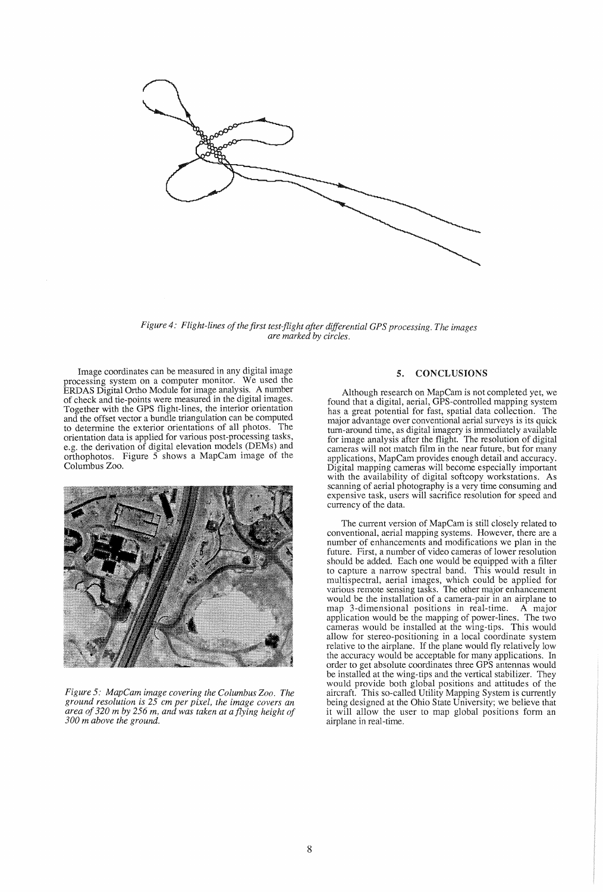*Figure 4: Flight-lines of the first test-flight after differential GPS processing. The images are marked by circles.*

Image coordinates can be measured in any digital image processing system on a computer monitor. We used the ERDAS Digital Ortho Module for image analysis. A number of check and tie-points were measured in the digital images. Together with the GPS flight-lines, the interior orientation and the offset vector a bundle triangulation can be computed to determine the exterior orientations of all photos. The orientation data is applied for various post-processing tasks, e.g. the derivation of digital elevation models (DEMs) and orthophotos. Figure 5 shows a MapCam image of the Columbus Zoo.

*Figure 5: MapCam image covering the Columbus Zoo. The ground resolution is 25 cm per pixel, the image covers an area of 320 m by 256 m, and was taken at a flying height of 300 m above the ground.*

## 5. CONCLUSIONS

Although research on MapCam is not completed yet, we found that a digital, aerial, GPS-controlled mapping system has a great potential for fast, spatial data collection. The major advantage over conventional aerial surveys is its quick turn-around time, as digital imagery is immediately available for image analysis after the flight. The resolution of digital cameras will not match film in the near future, but for many applications, MapCam provides enough detail and accuracy. Digital mapping cameras will become especially important with the availability of digital softcopy workstations. As scanning of aerial photography is a very time consuming and expensive task, users will sacrifice resolution for speed and currency of the data.

The current version of MapCam is still closely related to conventional, aerial mapping systems. However, there are a number of enhancements and modifications we plan in the future. First, a number of video cameras of lower resolution should be added. Each one would be equipped with a filter to capture a narrow spectral band. This would result in multispectral, aerial images, which could be applied for various remote sensing tasks. The other major enhancement would be the installation of a camera-pair in an airplane to map 3-dimensional positions in real-time. A major application would be the mapping of power-lines. The two cameras would be installed at the wing-tips. This would allow for stereo-positioning in a local coordinate system relative to the airplane. If the plane would fly relatively low the accuracy would be acceptable for many applications. In order to get absolute coordinates three GPS antennas would be installed at the wing-tips and the vertical stabilizer. They would provide both global positions and attitudes of the aircraft. This so-called Utility Mapping System is currently being designed at the Ohio State University; we believe that it will allow the user to map global positions form an airplane in real-time.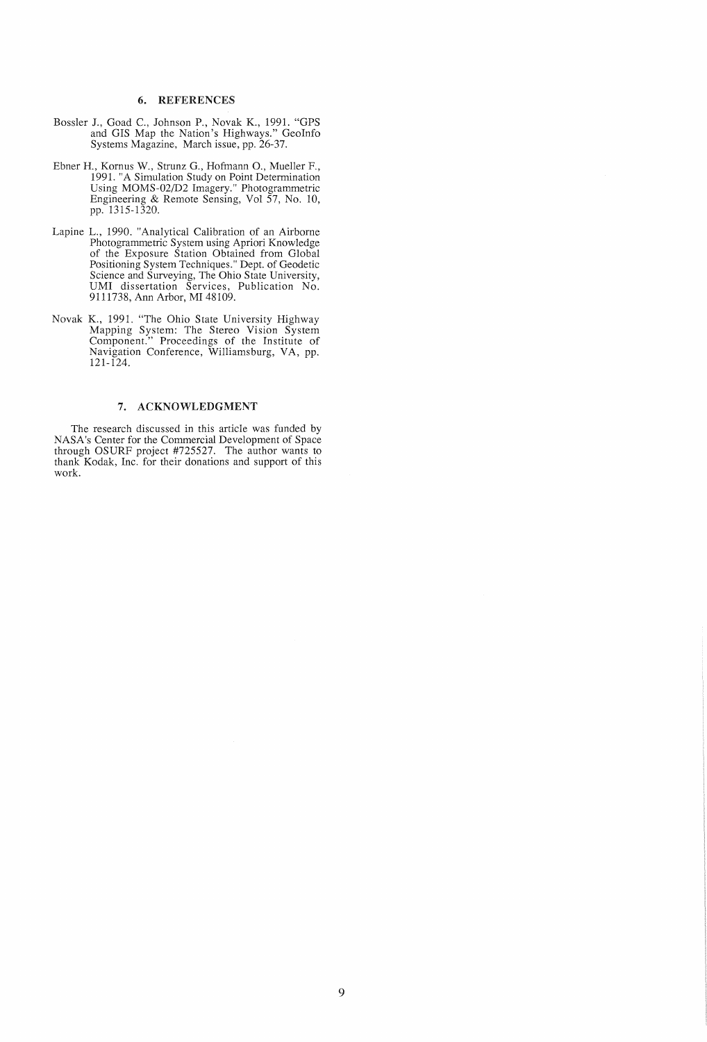## 6. REFERENCES

Bossler J., Goad C., Johnson P., Novak K., 1991. "GPS and GIS Map the Nation's Highways." GeoInfo Systems Magazine, March issue, pp. 26-37.

Ebner H., Kornus W., Strunz G., Hofmann O., Mueller F., 1991. "A Simulation Study on Point Determination Using MOMS-02/D2 Imagery." Photogrammetric Engineering & Remote Sensing, Vol 57, No. 10, pp. 1315-1320.

Lapine L., 1990. "Analytical Calibration of an Airborne Photogrammetric System using Apriori Knowledge of the Exposure Station Obtained from Global Positioning System Techniques." Dept. of Geodetic Science and Surveying, The Ohio State University, UMI dissertation Services, Publication No. 9111738, Ann Arbor, MI 48109.

Novak K., 1991. "The Ohio State University Highway Mapping System: The Stereo Vision System Component." Proceedings of the Institute of Navigation Conference, Williamsburg, VA, pp. 121-124.

## 7. ACKNOWLEDGMENT

The research discussed in this article was funded by NASA's Center for the Commercial Development of Space through OSURF project #725527. The author wants to thank Kodak, Inc. for their donations and support of this work.